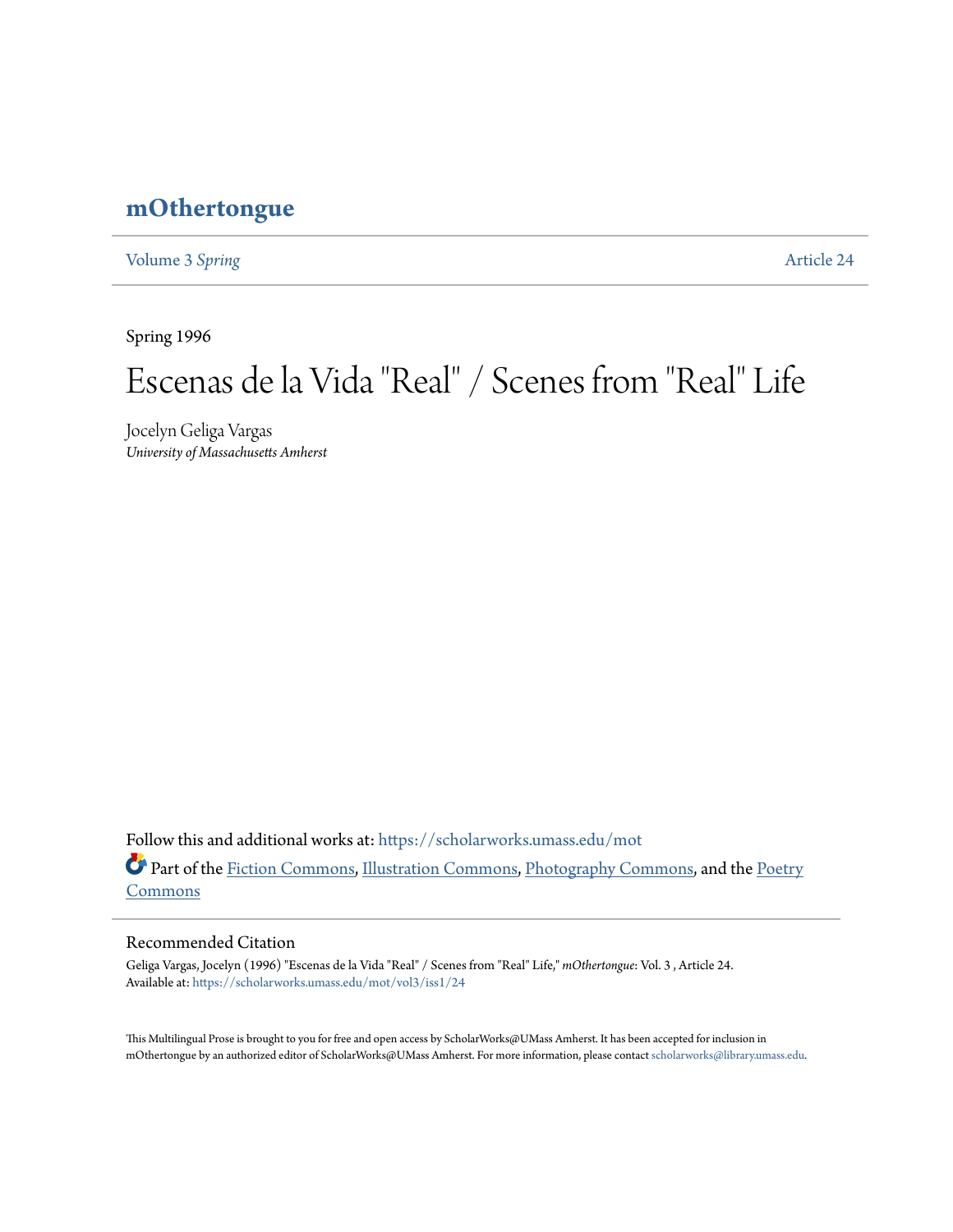# mOthertongue

Volume 3 *Spring* Article 24

Spring 1996

# Escenas de la Vida "Real" / Scenes from "Real" Life

Jocelyn Geliga Vargas
*University of Massachusetts Amherst*

Follow this and additional works at: https://scholarworks.umass.edu/mot

Part of the Fiction Commons, Illustration Commons, Photography Commons, and the Poetry Commons

## Recommended Citation

Geliga Vargas, Jocelyn (1996) "Escenas de la Vida "Real" / Scenes from "Real" Life," *mOthertongue*: Vol. 3 , Article 24.
Available at: https://scholarworks.umass.edu/mot/vol3/iss1/24

This Multilingual Prose is brought to you for free and open access by ScholarWorks@UMass Amherst. It has been accepted for inclusion in mOthertongue by an authorized editor of ScholarWorks@UMass Amherst. For more information, please contact scholarworks@library.umass.edu.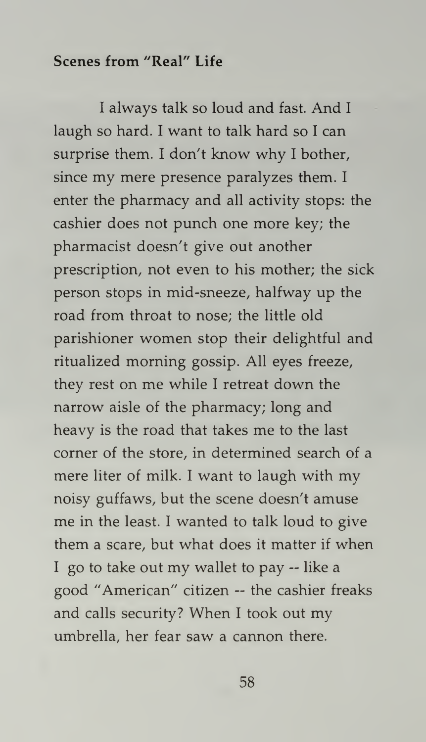**Scenes from "Real" Life**

I always talk so loud and fast. And I laugh so hard. I want to talk hard so I can surprise them. I don't know why I bother, since my mere presence paralyzes them. I enter the pharmacy and all activity stops: the cashier does not punch one more key; the pharmacist doesn't give out another prescription, not even to his mother; the sick person stops in mid-sneeze, halfway up the road from throat to nose; the little old parishioner women stop their delightful and ritualized morning gossip. All eyes freeze, they rest on me while I retreat down the narrow aisle of the pharmacy; long and heavy is the road that takes me to the last corner of the store, in determined search of a mere liter of milk. I want to laugh with my noisy guffaws, but the scene doesn't amuse me in the least. I wanted to talk loud to give them a scare, but what does it matter if when I go to take out my wallet to pay -- like a good "American" citizen -- the cashier freaks and calls security? When I took out my umbrella, her fear saw a cannon there.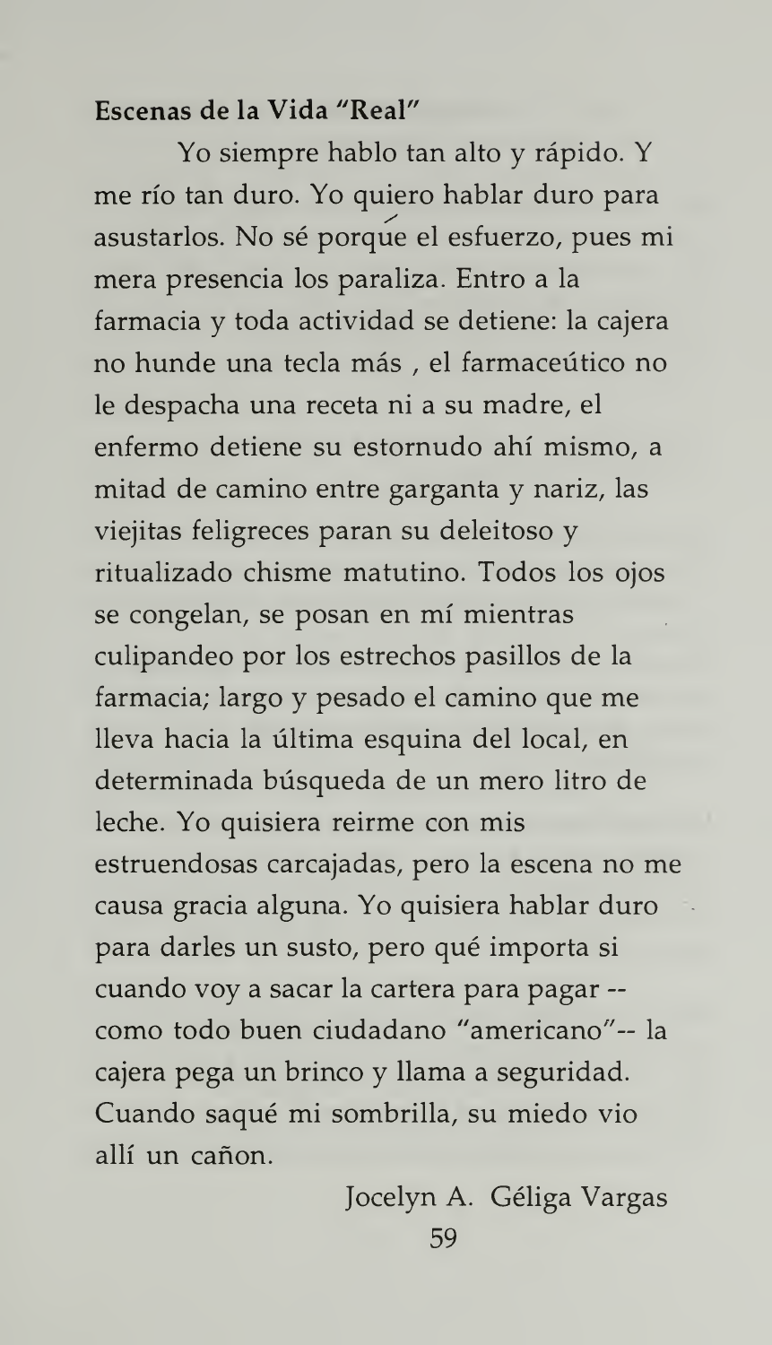**Escenas de la Vida "Real"**

Yo siempre hablo tan alto y rápido. Y me río tan duro. Yo quiero hablar duro para asustarlos. No sé porqúe el esfuerzo, pues mi mera presencia los paraliza. Entro a la farmacia y toda actividad se detiene: la cajera no hunde una tecla más , el farmaceútico no le despacha una receta ni a su madre, el enfermo detiene su estornudo ahí mismo, a mitad de camino entre garganta y nariz, las viejitas feligreces paran su deleitoso y ritualizado chisme matutino. Todos los ojos se congelan, se posan en mí mientras culipandeo por los estrechos pasillos de la farmacia; largo y pesado el camino que me lleva hacia la última esquina del local, en determinada búsqueda de un mero litro de leche. Yo quisiera reirme con mis estruendosas carcajadas, pero la escena no me causa gracia alguna. Yo quisiera hablar duro para darles un susto, pero qué importa si cuando voy a sacar la cartera para pagar --como todo buen ciudadano "americano"-- la cajera pega un brinco y llama a seguridad. Cuando saqué mi sombrilla, su miedo vio allí un cañon.

Jocelyn A. Géliga Vargas